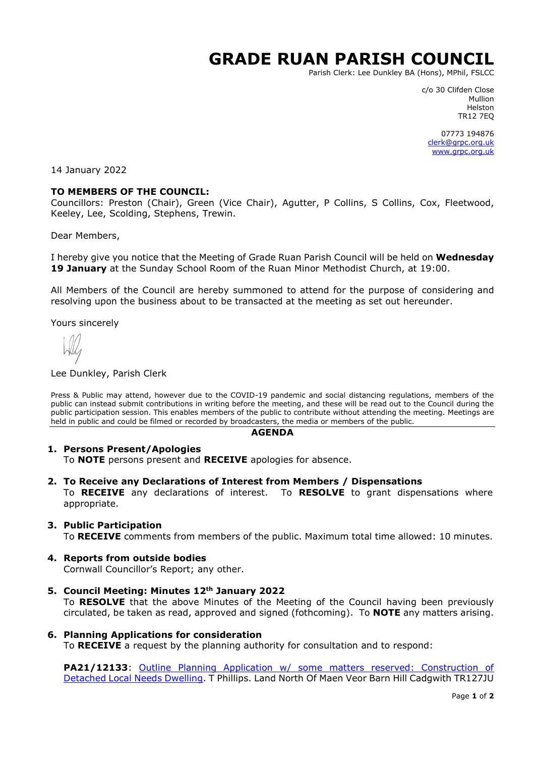# GRADE RUAN PARISH COUNCIL

Parish Clerk: Lee Dunkley BA (Hons), MPhil, FSLCC

c/o 30 Clifden Close
Mullion
Helston
TR12 7EQ

07773 194876
clerk@grpc.org.uk
www.grpc.org.uk

14 January 2022

**TO MEMBERS OF THE COUNCIL:**
Councillors: Preston (Chair), Green (Vice Chair), Agutter, P Collins, S Collins, Cox, Fleetwood, Keeley, Lee, Scolding, Stephens, Trewin.

Dear Members,

I hereby give you notice that the Meeting of Grade Ruan Parish Council will be held on **Wednesday 19 January** at the Sunday School Room of the Ruan Minor Methodist Church, at 19:00.

All Members of the Council are hereby summoned to attend for the purpose of considering and resolving upon the business about to be transacted at the meeting as set out hereunder.

Yours sincerely

Lee Dunkley, Parish Clerk

Press & Public may attend, however due to the COVID-19 pandemic and social distancing regulations, members of the public can instead submit contributions in writing before the meeting, and these will be read out to the Council during the public participation session. This enables members of the public to contribute without attending the meeting. Meetings are held in public and could be filmed or recorded by broadcasters, the media or members of the public.

## AGENDA

1. **Persons Present/Apologies**
   To **NOTE** persons present and **RECEIVE** apologies for absence.

2. **To Receive any Declarations of Interest from Members / Dispensations**
   To **RECEIVE** any declarations of interest. To **RESOLVE** to grant dispensations where appropriate.

3. **Public Participation**
   To **RECEIVE** comments from members of the public. Maximum total time allowed: 10 minutes.

4. **Reports from outside bodies**
   Cornwall Councillor's Report; any other.

5. **Council Meeting: Minutes 12th January 2022**
   To **RESOLVE** that the above Minutes of the Meeting of the Council having been previously circulated, be taken as read, approved and signed (fothcoming). To **NOTE** any matters arising.

6. **Planning Applications for consideration**
   To **RECEIVE** a request by the planning authority for consultation and to respond:

   **PA21/12133**: Outline Planning Application w/ some matters reserved: Construction of Detached Local Needs Dwelling. T Phillips. Land North Of Maen Veor Barn Hill Cadgwith TR127JU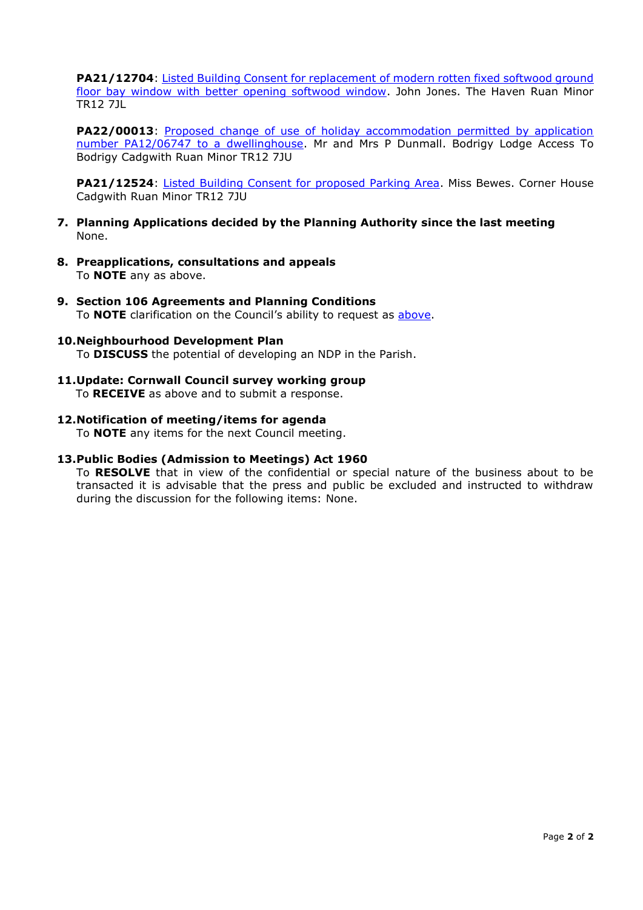**PA21/12704**: Listed Building Consent for replacement of modern rotten fixed softwood ground floor bay window with better opening softwood window. John Jones. The Haven Ruan Minor TR12 7JL

**PA22/00013**: Proposed change of use of holiday accommodation permitted by application number PA12/06747 to a dwellinghouse. Mr and Mrs P Dunmall. Bodrigy Lodge Access To Bodrigy Cadgwith Ruan Minor TR12 7JU

**PA21/12524**: Listed Building Consent for proposed Parking Area. Miss Bewes. Corner House Cadgwith Ruan Minor TR12 7JU

7. **Planning Applications decided by the Planning Authority since the last meeting**
   None.

8. **Preapplications, consultations and appeals**
   To **NOTE** any as above.

9. **Section 106 Agreements and Planning Conditions**
   To **NOTE** clarification on the Council's ability to request as above.

10. **Neighbourhood Development Plan**
    To **DISCUSS** the potential of developing an NDP in the Parish.

11. **Update: Cornwall Council survey working group**
    To **RECEIVE** as above and to submit a response.

12. **Notification of meeting/items for agenda**
    To **NOTE** any items for the next Council meeting.

13. **Public Bodies (Admission to Meetings) Act 1960**
    To **RESOLVE** that in view of the confidential or special nature of the business about to be transacted it is advisable that the press and public be excluded and instructed to withdraw during the discussion for the following items: None.